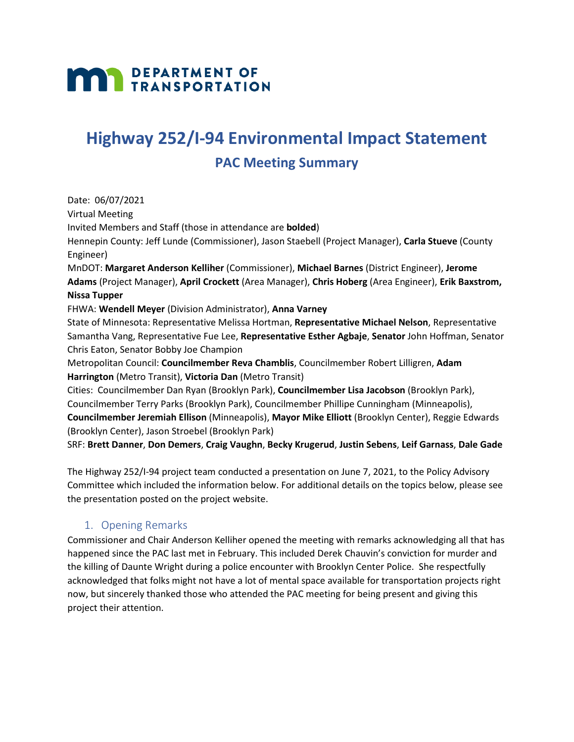**DEPARTMENT OF TRANSPORTATION**

# Highway 252/I-94 Environmental Impact Statement

## PAC Meeting Summary

Date: 06/07/2021

Virtual Meeting

Invited Members and Staff (those in attendance are **bolded**)

Hennepin County: Jeff Lunde (Commissioner), Jason Staebell (Project Manager), **Carla Stueve** (County Engineer)

MnDOT: **Margaret Anderson Kelliher** (Commissioner), **Michael Barnes** (District Engineer), **Jerome Adams** (Project Manager), **April Crockett** (Area Manager), **Chris Hoberg** (Area Engineer), **Erik Baxstrom, Nissa Tupper**

FHWA: **Wendell Meyer** (Division Administrator), **Anna Varney**

State of Minnesota: Representative Melissa Hortman, **Representative Michael Nelson**, Representative Samantha Vang, Representative Fue Lee, **Representative Esther Agbaje**, **Senator** John Hoffman, Senator Chris Eaton, Senator Bobby Joe Champion

Metropolitan Council: **Councilmember Reva Chamblis**, Councilmember Robert Lilligren, **Adam Harrington** (Metro Transit), **Victoria Dan** (Metro Transit)

Cities: Councilmember Dan Ryan (Brooklyn Park), **Councilmember Lisa Jacobson** (Brooklyn Park), Councilmember Terry Parks (Brooklyn Park), Councilmember Phillipe Cunningham (Minneapolis), **Councilmember Jeremiah Ellison** (Minneapolis), **Mayor Mike Elliott** (Brooklyn Center), Reggie Edwards (Brooklyn Center), Jason Stroebel (Brooklyn Park)

SRF: **Brett Danner**, **Don Demers**, **Craig Vaughn**, **Becky Krugerud**, **Justin Sebens**, **Leif Garnass**, **Dale Gade**

The Highway 252/I-94 project team conducted a presentation on June 7, 2021, to the Policy Advisory Committee which included the information below. For additional details on the topics below, please see the presentation posted on the project website.

### 1. Opening Remarks

Commissioner and Chair Anderson Kelliher opened the meeting with remarks acknowledging all that has happened since the PAC last met in February. This included Derek Chauvin's conviction for murder and the killing of Daunte Wright during a police encounter with Brooklyn Center Police. She respectfully acknowledged that folks might not have a lot of mental space available for transportation projects right now, but sincerely thanked those who attended the PAC meeting for being present and giving this project their attention.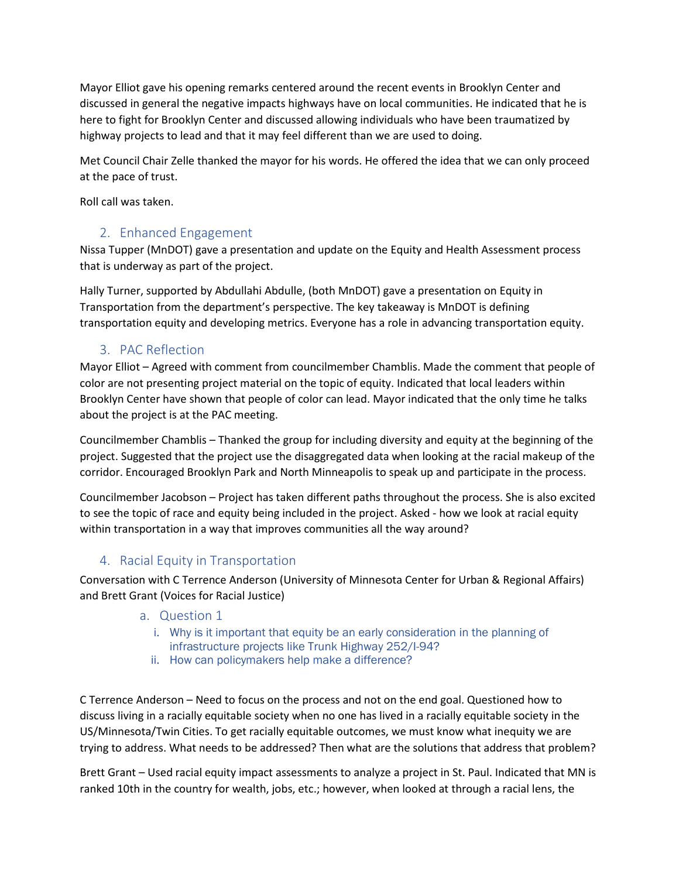Mayor Elliot gave his opening remarks centered around the recent events in Brooklyn Center and discussed in general the negative impacts highways have on local communities. He indicated that he is here to fight for Brooklyn Center and discussed allowing individuals who have been traumatized by highway projects to lead and that it may feel different than we are used to doing.

Met Council Chair Zelle thanked the mayor for his words. He offered the idea that we can only proceed at the pace of trust.

Roll call was taken.

## 2. Enhanced Engagement

Nissa Tupper (MnDOT) gave a presentation and update on the Equity and Health Assessment process that is underway as part of the project.

Hally Turner, supported by Abdullahi Abdulle, (both MnDOT) gave a presentation on Equity in Transportation from the department's perspective. The key takeaway is MnDOT is defining transportation equity and developing metrics. Everyone has a role in advancing transportation equity.

## 3. PAC Reflection

Mayor Elliot – Agreed with comment from councilmember Chamblis. Made the comment that people of color are not presenting project material on the topic of equity. Indicated that local leaders within Brooklyn Center have shown that people of color can lead. Mayor indicated that the only time he talks about the project is at the PAC meeting.

Councilmember Chamblis – Thanked the group for including diversity and equity at the beginning of the project. Suggested that the project use the disaggregated data when looking at the racial makeup of the corridor. Encouraged Brooklyn Park and North Minneapolis to speak up and participate in the process.

Councilmember Jacobson – Project has taken different paths throughout the process. She is also excited to see the topic of race and equity being included in the project. Asked - how we look at racial equity within transportation in a way that improves communities all the way around?

## 4. Racial Equity in Transportation

Conversation with C Terrence Anderson (University of Minnesota Center for Urban & Regional Affairs) and Brett Grant (Voices for Racial Justice)

### a. Question 1

i. Why is it important that equity be an early consideration in the planning of infrastructure projects like Trunk Highway 252/I-94?
ii. How can policymakers help make a difference?

C Terrence Anderson – Need to focus on the process and not on the end goal. Questioned how to discuss living in a racially equitable society when no one has lived in a racially equitable society in the US/Minnesota/Twin Cities. To get racially equitable outcomes, we must know what inequity we are trying to address. What needs to be addressed? Then what are the solutions that address that problem?

Brett Grant – Used racial equity impact assessments to analyze a project in St. Paul. Indicated that MN is ranked 10th in the country for wealth, jobs, etc.; however, when looked at through a racial lens, the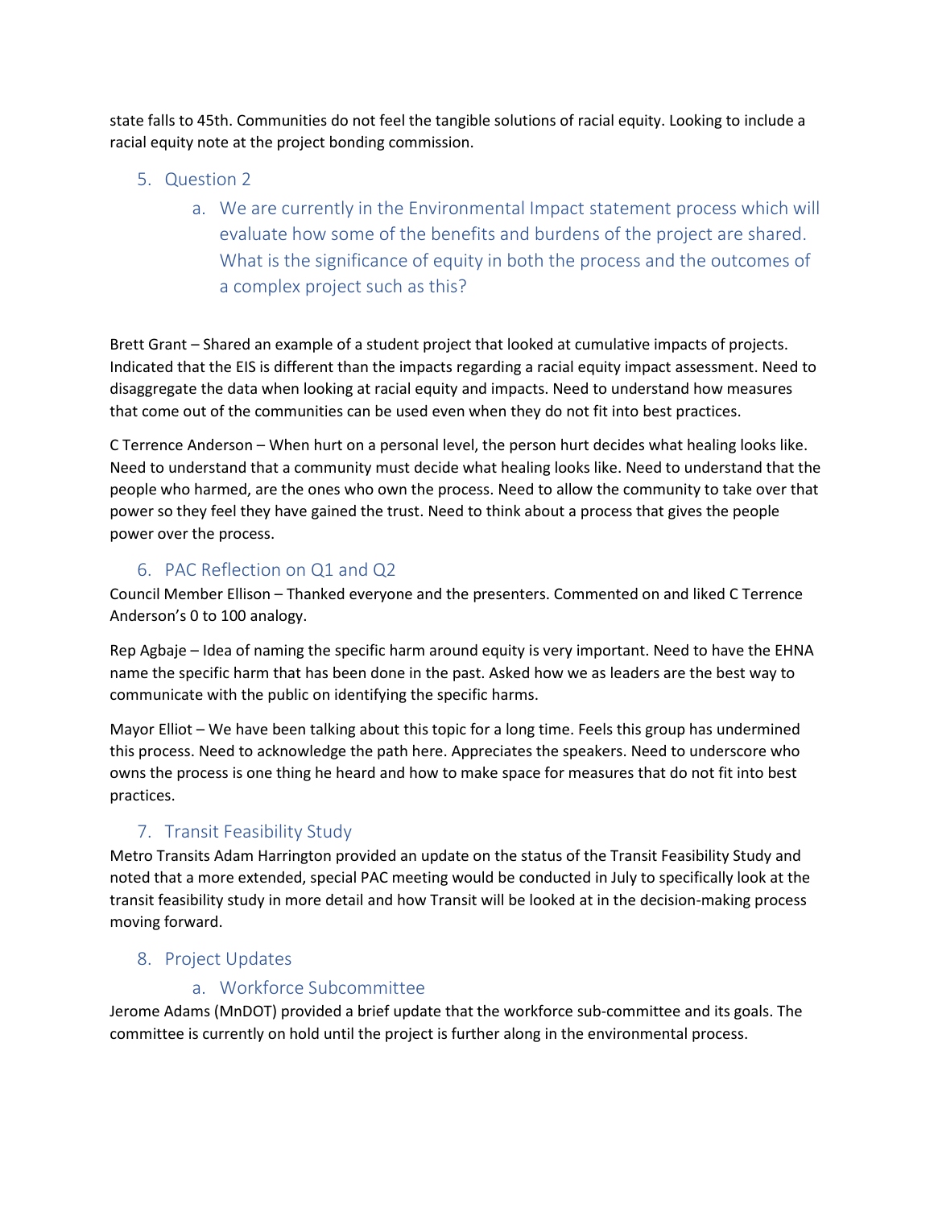state falls to 45th. Communities do not feel the tangible solutions of racial equity. Looking to include a racial equity note at the project bonding commission.

## 5. Question 2

a. We are currently in the Environmental Impact statement process which will evaluate how some of the benefits and burdens of the project are shared. What is the significance of equity in both the process and the outcomes of a complex project such as this?

Brett Grant – Shared an example of a student project that looked at cumulative impacts of projects. Indicated that the EIS is different than the impacts regarding a racial equity impact assessment. Need to disaggregate the data when looking at racial equity and impacts. Need to understand how measures that come out of the communities can be used even when they do not fit into best practices.

C Terrence Anderson – When hurt on a personal level, the person hurt decides what healing looks like. Need to understand that a community must decide what healing looks like. Need to understand that the people who harmed, are the ones who own the process. Need to allow the community to take over that power so they feel they have gained the trust. Need to think about a process that gives the people power over the process.

## 6. PAC Reflection on Q1 and Q2

Council Member Ellison – Thanked everyone and the presenters. Commented on and liked C Terrence Anderson's 0 to 100 analogy.

Rep Agbaje – Idea of naming the specific harm around equity is very important. Need to have the EHNA name the specific harm that has been done in the past. Asked how we as leaders are the best way to communicate with the public on identifying the specific harms.

Mayor Elliot – We have been talking about this topic for a long time. Feels this group has undermined this process. Need to acknowledge the path here. Appreciates the speakers. Need to underscore who owns the process is one thing he heard and how to make space for measures that do not fit into best practices.

## 7. Transit Feasibility Study

Metro Transits Adam Harrington provided an update on the status of the Transit Feasibility Study and noted that a more extended, special PAC meeting would be conducted in July to specifically look at the transit feasibility study in more detail and how Transit will be looked at in the decision-making process moving forward.

## 8. Project Updates

### a. Workforce Subcommittee

Jerome Adams (MnDOT) provided a brief update that the workforce sub-committee and its goals. The committee is currently on hold until the project is further along in the environmental process.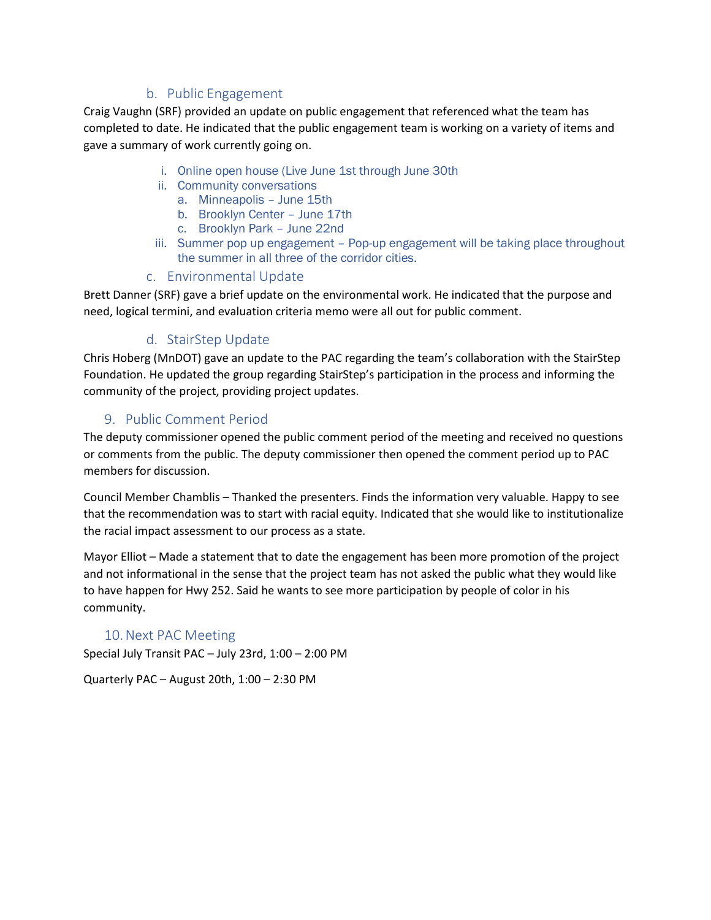### b. Public Engagement

Craig Vaughn (SRF) provided an update on public engagement that referenced what the team has completed to date. He indicated that the public engagement team is working on a variety of items and gave a summary of work currently going on.

i. Online open house (Live June 1st through June 30th
ii. Community conversations
   a. Minneapolis – June 15th
   b. Brooklyn Center – June 17th
   c. Brooklyn Park – June 22nd
iii. Summer pop up engagement – Pop-up engagement will be taking place throughout the summer in all three of the corridor cities.

### c. Environmental Update

Brett Danner (SRF) gave a brief update on the environmental work. He indicated that the purpose and need, logical termini, and evaluation criteria memo were all out for public comment.

### d. StairStep Update

Chris Hoberg (MnDOT) gave an update to the PAC regarding the team's collaboration with the StairStep Foundation. He updated the group regarding StairStep's participation in the process and informing the community of the project, providing project updates.

## 9. Public Comment Period

The deputy commissioner opened the public comment period of the meeting and received no questions or comments from the public. The deputy commissioner then opened the comment period up to PAC members for discussion.

Council Member Chamblis – Thanked the presenters. Finds the information very valuable. Happy to see that the recommendation was to start with racial equity. Indicated that she would like to institutionalize the racial impact assessment to our process as a state.

Mayor Elliot – Made a statement that to date the engagement has been more promotion of the project and not informational in the sense that the project team has not asked the public what they would like to have happen for Hwy 252. Said he wants to see more participation by people of color in his community.

## 10. Next PAC Meeting

Special July Transit PAC – July 23rd, 1:00 – 2:00 PM

Quarterly PAC – August 20th, 1:00 – 2:30 PM